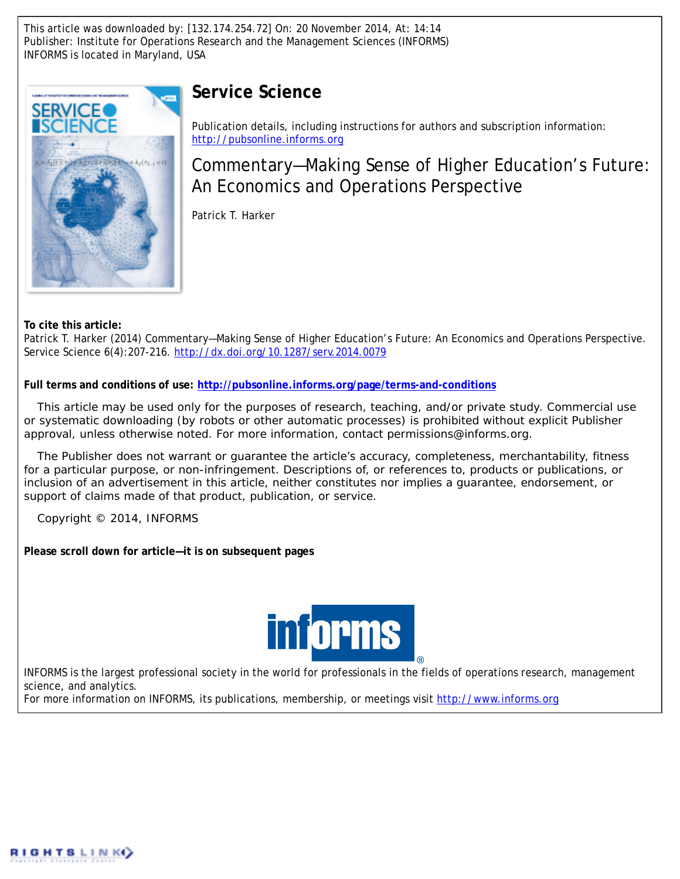This article was downloaded by: [132.174.254.72] On: 20 November 2014, At: 14:14
Publisher: Institute for Operations Research and the Management Sciences (INFORMS)
INFORMS is located in Maryland, USA

# Service Science

Publication details, including instructions for authors and subscription information:
http://pubsonline.informs.org

## Commentary—Making Sense of Higher Education's Future: An Economics and Operations Perspective

Patrick T. Harker

**To cite this article:**

Patrick T. Harker (2014) Commentary—Making Sense of Higher Education's Future: An Economics and Operations Perspective. Service Science 6(4):207-216. http://dx.doi.org/10.1287/serv.2014.0079

**Full terms and conditions of use: http://pubsonline.informs.org/page/terms-and-conditions**

This article may be used only for the purposes of research, teaching, and/or private study. Commercial use or systematic downloading (by robots or other automatic processes) is prohibited without explicit Publisher approval, unless otherwise noted. For more information, contact permissions@informs.org.

The Publisher does not warrant or guarantee the article's accuracy, completeness, merchantability, fitness for a particular purpose, or non-infringement. Descriptions of, or references to, products or publications, or inclusion of an advertisement in this article, neither constitutes nor implies a guarantee, endorsement, or support of claims made of that product, publication, or service.

Copyright © 2014, INFORMS

**Please scroll down for article—it is on subsequent pages**

INFORMS is the largest professional society in the world for professionals in the fields of operations research, management science, and analytics.
For more information on INFORMS, its publications, membership, or meetings visit http://www.informs.org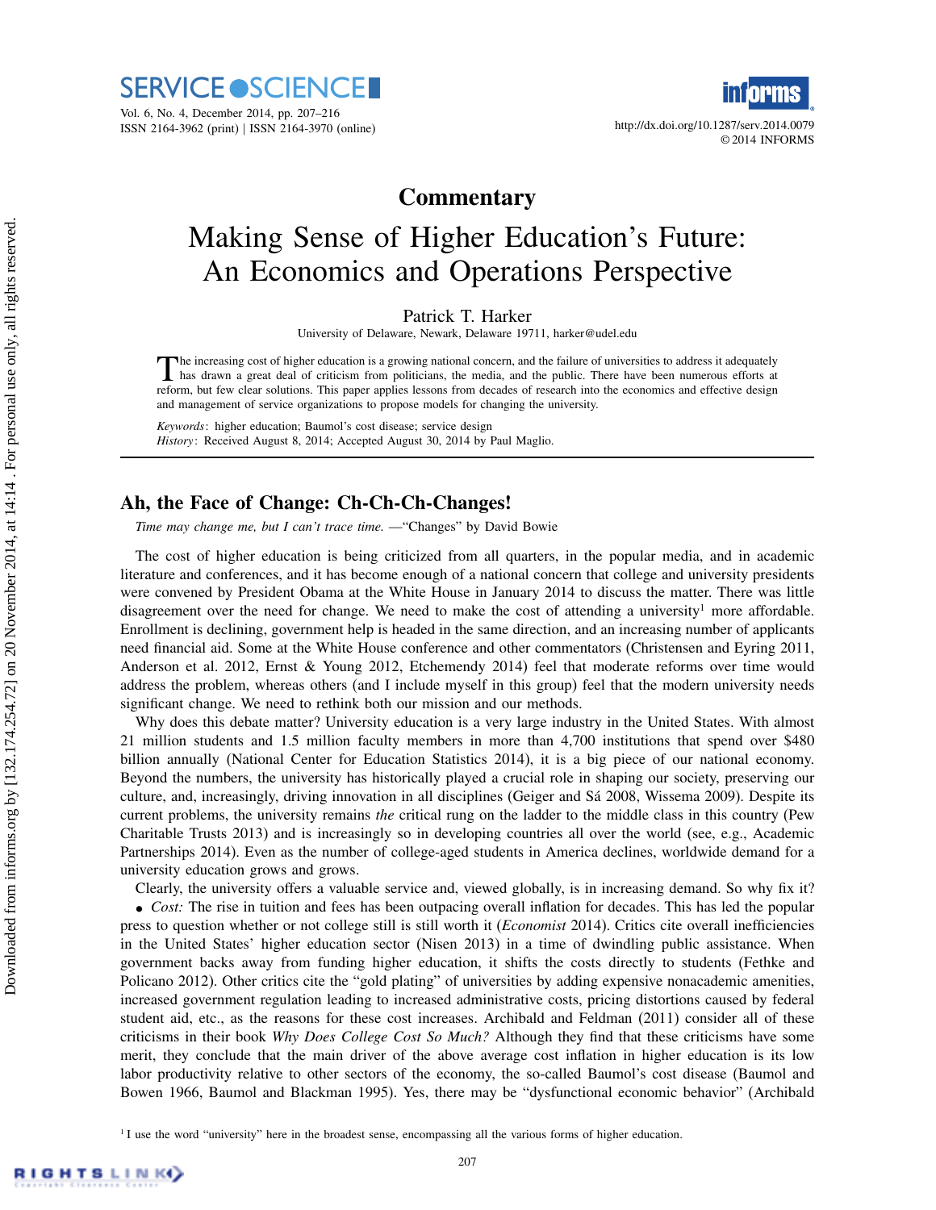# Commentary

# Making Sense of Higher Education's Future: An Economics and Operations Perspective

Patrick T. Harker

University of Delaware, Newark, Delaware 19711, harker@udel.edu

The increasing cost of higher education is a growing national concern, and the failure of universities to address it adequately has drawn a great deal of criticism from politicians, the media, and the public. There have been numerous efforts at reform, but few clear solutions. This paper applies lessons from decades of research into the economics and effective design and management of service organizations to propose models for changing the university.

*Keywords*: higher education; Baumol's cost disease; service design

*History*: Received August 8, 2014; Accepted August 30, 2014 by Paul Maglio.

## Ah, the Face of Change: Ch-Ch-Ch-Changes!

*Time may change me, but I can't trace time.* —"Changes" by David Bowie

The cost of higher education is being criticized from all quarters, in the popular media, and in academic literature and conferences, and it has become enough of a national concern that college and university presidents were convened by President Obama at the White House in January 2014 to discuss the matter. There was little disagreement over the need for change. We need to make the cost of attending a university[1] more affordable. Enrollment is declining, government help is headed in the same direction, and an increasing number of applicants need financial aid. Some at the White House conference and other commentators (Christensen and Eyring 2011, Anderson et al. 2012, Ernst & Young 2012, Etchemendy 2014) feel that moderate reforms over time would address the problem, whereas others (and I include myself in this group) feel that the modern university needs significant change. We need to rethink both our mission and our methods.

Why does this debate matter? University education is a very large industry in the United States. With almost 21 million students and 1.5 million faculty members in more than 4,700 institutions that spend over $480 billion annually (National Center for Education Statistics 2014), it is a big piece of our national economy. Beyond the numbers, the university has historically played a crucial role in shaping our society, preserving our culture, and, increasingly, driving innovation in all disciplines (Geiger and Sá 2008, Wissema 2009). Despite its current problems, the university remains *the* critical rung on the ladder to the middle class in this country (Pew Charitable Trusts 2013) and is increasingly so in developing countries all over the world (see, e.g., Academic Partnerships 2014). Even as the number of college-aged students in America declines, worldwide demand for a university education grows and grows.

Clearly, the university offers a valuable service and, viewed globally, is in increasing demand. So why fix it?

- *Cost:* The rise in tuition and fees has been outpacing overall inflation for decades. This has led the popular press to question whether or not college still is still worth it (*Economist* 2014). Critics cite overall inefficiencies in the United States' higher education sector (Nisen 2013) in a time of dwindling public assistance. When government backs away from funding higher education, it shifts the costs directly to students (Fethke and Policano 2012). Other critics cite the "gold plating" of universities by adding expensive nonacademic amenities, increased government regulation leading to increased administrative costs, pricing distortions caused by federal student aid, etc., as the reasons for these cost increases. Archibald and Feldman (2011) consider all of these criticisms in their book *Why Does College Cost So Much?* Although they find that these criticisms have some merit, they conclude that the main driver of the above average cost inflation in higher education is its low labor productivity relative to other sectors of the economy, the so-called Baumol's cost disease (Baumol and Bowen 1966, Baumol and Blackman 1995). Yes, there may be "dysfunctional economic behavior" (Archibald

[1] I use the word "university" here in the broadest sense, encompassing all the various forms of higher education.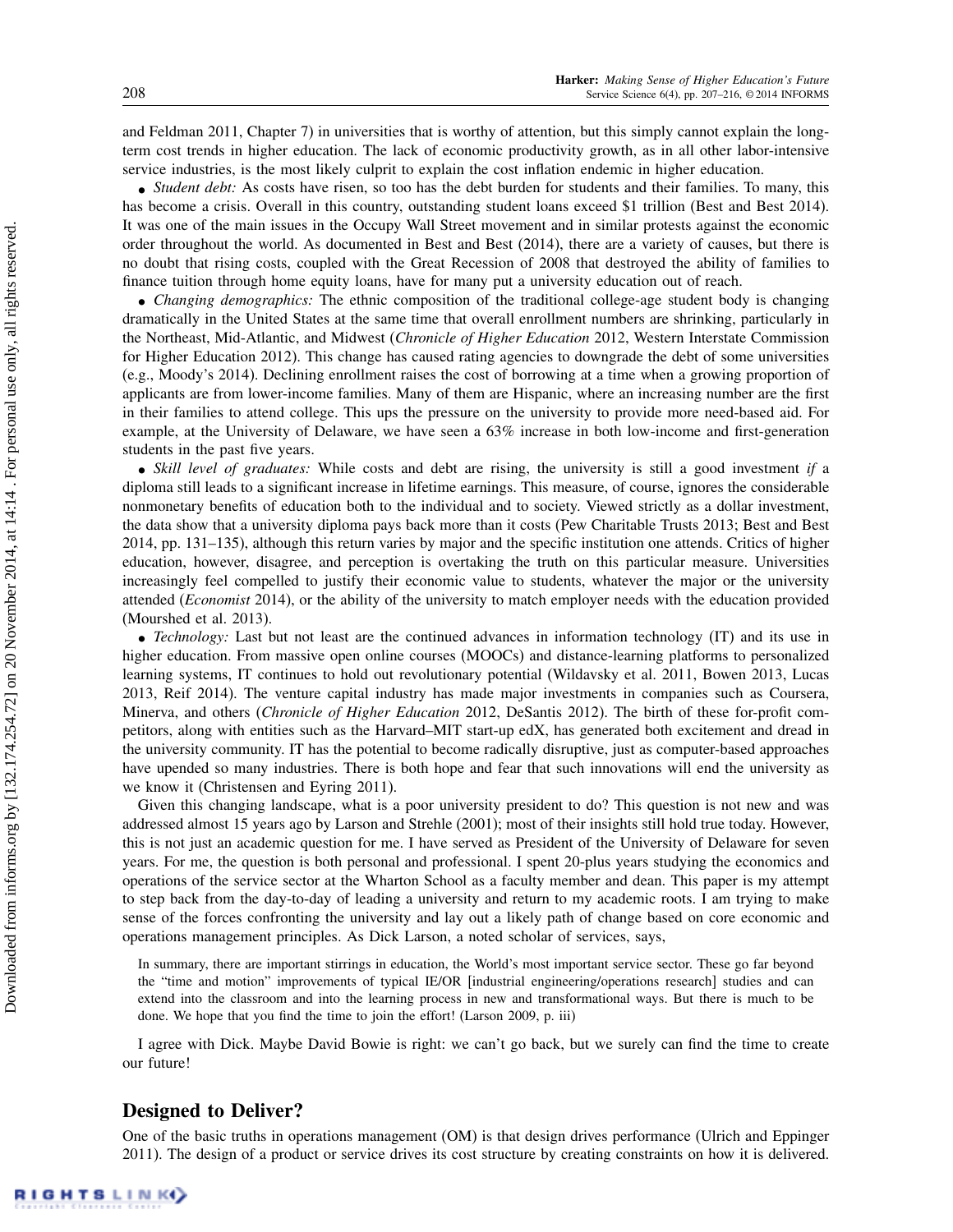and Feldman 2011, Chapter 7) in universities that is worthy of attention, but this simply cannot explain the long-term cost trends in higher education. The lack of economic productivity growth, as in all other labor-intensive service industries, is the most likely culprit to explain the cost inflation endemic in higher education.

- *Student debt:* As costs have risen, so too has the debt burden for students and their families. To many, this has become a crisis. Overall in this country, outstanding student loans exceed $1 trillion (Best and Best 2014). It was one of the main issues in the Occupy Wall Street movement and in similar protests against the economic order throughout the world. As documented in Best and Best (2014), there are a variety of causes, but there is no doubt that rising costs, coupled with the Great Recession of 2008 that destroyed the ability of families to finance tuition through home equity loans, have for many put a university education out of reach.
- *Changing demographics:* The ethnic composition of the traditional college-age student body is changing dramatically in the United States at the same time that overall enrollment numbers are shrinking, particularly in the Northeast, Mid-Atlantic, and Midwest (*Chronicle of Higher Education* 2012, Western Interstate Commission for Higher Education 2012). This change has caused rating agencies to downgrade the debt of some universities (e.g., Moody's 2014). Declining enrollment raises the cost of borrowing at a time when a growing proportion of applicants are from lower-income families. Many of them are Hispanic, where an increasing number are the first in their families to attend college. This ups the pressure on the university to provide more need-based aid. For example, at the University of Delaware, we have seen a 63% increase in both low-income and first-generation students in the past five years.
- *Skill level of graduates:* While costs and debt are rising, the university is still a good investment *if* a diploma still leads to a significant increase in lifetime earnings. This measure, of course, ignores the considerable nonmonetary benefits of education both to the individual and to society. Viewed strictly as a dollar investment, the data show that a university diploma pays back more than it costs (Pew Charitable Trusts 2013; Best and Best 2014, pp. 131–135), although this return varies by major and the specific institution one attends. Critics of higher education, however, disagree, and perception is overtaking the truth on this particular measure. Universities increasingly feel compelled to justify their economic value to students, whatever the major or the university attended (*Economist* 2014), or the ability of the university to match employer needs with the education provided (Mourshed et al. 2013).
- *Technology:* Last but not least are the continued advances in information technology (IT) and its use in higher education. From massive open online courses (MOOCs) and distance-learning platforms to personalized learning systems, IT continues to hold out revolutionary potential (Wildavsky et al. 2011, Bowen 2013, Lucas 2013, Reif 2014). The venture capital industry has made major investments in companies such as Coursera, Minerva, and others (*Chronicle of Higher Education* 2012, DeSantis 2012). The birth of these for-profit competitors, along with entities such as the Harvard–MIT start-up edX, has generated both excitement and dread in the university community. IT has the potential to become radically disruptive, just as computer-based approaches have upended so many industries. There is both hope and fear that such innovations will end the university as we know it (Christensen and Eyring 2011).

Given this changing landscape, what is a poor university president to do? This question is not new and was addressed almost 15 years ago by Larson and Strehle (2001); most of their insights still hold true today. However, this is not just an academic question for me. I have served as President of the University of Delaware for seven years. For me, the question is both personal and professional. I spent 20-plus years studying the economics and operations of the service sector at the Wharton School as a faculty member and dean. This paper is my attempt to step back from the day-to-day of leading a university and return to my academic roots. I am trying to make sense of the forces confronting the university and lay out a likely path of change based on core economic and operations management principles. As Dick Larson, a noted scholar of services, says,

> In summary, there are important stirrings in education, the World's most important service sector. These go far beyond the "time and motion" improvements of typical IE/OR [industrial engineering/operations research] studies and can extend into the classroom and into the learning process in new and transformational ways. But there is much to be done. We hope that you find the time to join the effort! (Larson 2009, p. iii)

I agree with Dick. Maybe David Bowie is right: we can't go back, but we surely can find the time to create our future!

## Designed to Deliver?

One of the basic truths in operations management (OM) is that design drives performance (Ulrich and Eppinger 2011). The design of a product or service drives its cost structure by creating constraints on how it is delivered.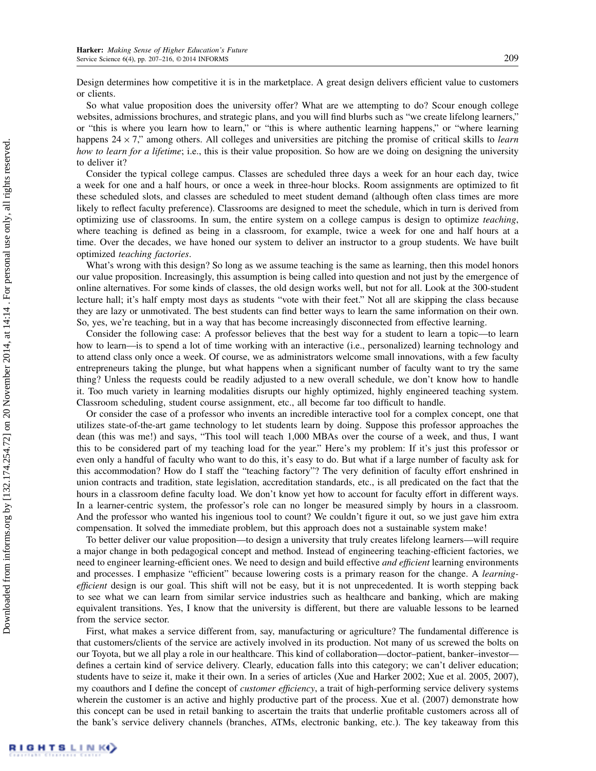Design determines how competitive it is in the marketplace. A great design delivers efficient value to customers or clients.

So what value proposition does the university offer? What are we attempting to do? Scour enough college websites, admissions brochures, and strategic plans, and you will find blurbs such as "we create lifelong learners," or "this is where you learn how to learn," or "this is where authentic learning happens," or "where learning happens $24 \times 7$," among others. All colleges and universities are pitching the promise of critical skills to *learn how to learn for a lifetime*; i.e., this is their value proposition. So how are we doing on designing the university to deliver it?

Consider the typical college campus. Classes are scheduled three days a week for an hour each day, twice a week for one and a half hours, or once a week in three-hour blocks. Room assignments are optimized to fit these scheduled slots, and classes are scheduled to meet student demand (although often class times are more likely to reflect faculty preference). Classrooms are designed to meet the schedule, which in turn is derived from optimizing use of classrooms. In sum, the entire system on a college campus is design to optimize *teaching*, where teaching is defined as being in a classroom, for example, twice a week for one and half hours at a time. Over the decades, we have honed our system to deliver an instructor to a group students. We have built optimized *teaching factories*.

What's wrong with this design? So long as we assume teaching is the same as learning, then this model honors our value proposition. Increasingly, this assumption is being called into question and not just by the emergence of online alternatives. For some kinds of classes, the old design works well, but not for all. Look at the 300-student lecture hall; it's half empty most days as students "vote with their feet." Not all are skipping the class because they are lazy or unmotivated. The best students can find better ways to learn the same information on their own. So, yes, we're teaching, but in a way that has become increasingly disconnected from effective learning.

Consider the following case: A professor believes that the best way for a student to learn a topic—to learn how to learn—is to spend a lot of time working with an interactive (i.e., personalized) learning technology and to attend class only once a week. Of course, we as administrators welcome small innovations, with a few faculty entrepreneurs taking the plunge, but what happens when a significant number of faculty want to try the same thing? Unless the requests could be readily adjusted to a new overall schedule, we don't know how to handle it. Too much variety in learning modalities disrupts our highly optimized, highly engineered teaching system. Classroom scheduling, student course assignment, etc., all become far too difficult to handle.

Or consider the case of a professor who invents an incredible interactive tool for a complex concept, one that utilizes state-of-the-art game technology to let students learn by doing. Suppose this professor approaches the dean (this was me!) and says, "This tool will teach 1,000 MBAs over the course of a week, and thus, I want this to be considered part of my teaching load for the year." Here's my problem: If it's just this professor or even only a handful of faculty who want to do this, it's easy to do. But what if a large number of faculty ask for this accommodation? How do I staff the "teaching factory"? The very definition of faculty effort enshrined in union contracts and tradition, state legislation, accreditation standards, etc., is all predicated on the fact that the hours in a classroom define faculty load. We don't know yet how to account for faculty effort in different ways. In a learner-centric system, the professor's role can no longer be measured simply by hours in a classroom. And the professor who wanted his ingenious tool to count? We couldn't figure it out, so we just gave him extra compensation. It solved the immediate problem, but this approach does not a sustainable system make!

To better deliver our value proposition—to design a university that truly creates lifelong learners—will require a major change in both pedagogical concept and method. Instead of engineering teaching-efficient factories, we need to engineer learning-efficient ones. We need to design and build effective *and efficient* learning environments and processes. I emphasize "efficient" because lowering costs is a primary reason for the change. A *learning-efficient* design is our goal. This shift will not be easy, but it is not unprecedented. It is worth stepping back to see what we can learn from similar service industries such as healthcare and banking, which are making equivalent transitions. Yes, I know that the university is different, but there are valuable lessons to be learned from the service sector.

First, what makes a service different from, say, manufacturing or agriculture? The fundamental difference is that customers/clients of the service are actively involved in its production. Not many of us screwed the bolts on our Toyota, but we all play a role in our healthcare. This kind of collaboration—doctor–patient, banker–investor—defines a certain kind of service delivery. Clearly, education falls into this category; we can't deliver education; students have to seize it, make it their own. In a series of articles (Xue and Harker 2002; Xue et al. 2005, 2007), my coauthors and I define the concept of *customer efficiency*, a trait of high-performing service delivery systems wherein the customer is an active and highly productive part of the process. Xue et al. (2007) demonstrate how this concept can be used in retail banking to ascertain the traits that underlie profitable customers across all of the bank's service delivery channels (branches, ATMs, electronic banking, etc.). The key takeaway from this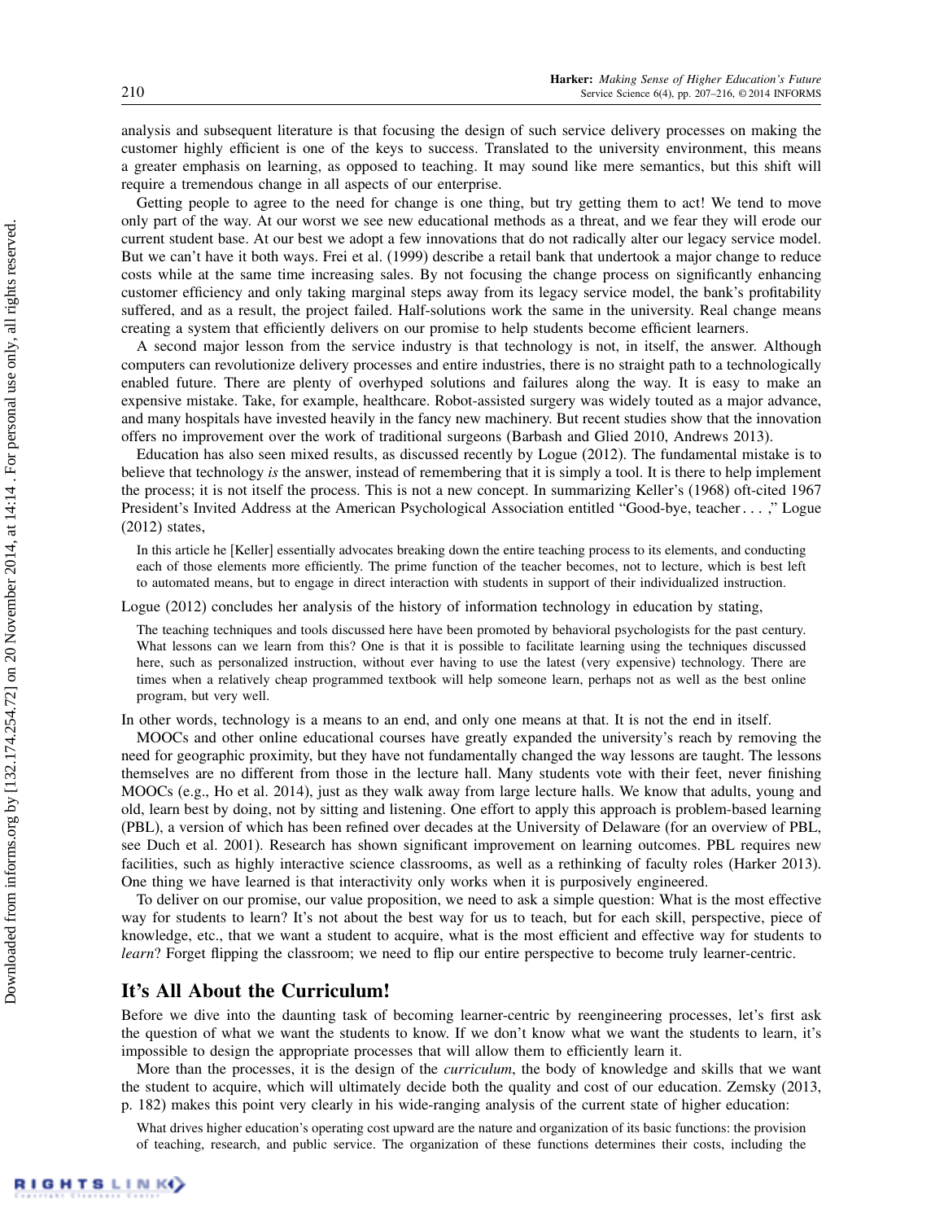analysis and subsequent literature is that focusing the design of such service delivery processes on making the customer highly efficient is one of the keys to success. Translated to the university environment, this means a greater emphasis on learning, as opposed to teaching. It may sound like mere semantics, but this shift will require a tremendous change in all aspects of our enterprise.

Getting people to agree to the need for change is one thing, but try getting them to act! We tend to move only part of the way. At our worst we see new educational methods as a threat, and we fear they will erode our current student base. At our best we adopt a few innovations that do not radically alter our legacy service model. But we can't have it both ways. Frei et al. (1999) describe a retail bank that undertook a major change to reduce costs while at the same time increasing sales. By not focusing the change process on significantly enhancing customer efficiency and only taking marginal steps away from its legacy service model, the bank's profitability suffered, and as a result, the project failed. Half-solutions work the same in the university. Real change means creating a system that efficiently delivers on our promise to help students become efficient learners.

A second major lesson from the service industry is that technology is not, in itself, the answer. Although computers can revolutionize delivery processes and entire industries, there is no straight path to a technologically enabled future. There are plenty of overhyped solutions and failures along the way. It is easy to make an expensive mistake. Take, for example, healthcare. Robot-assisted surgery was widely touted as a major advance, and many hospitals have invested heavily in the fancy new machinery. But recent studies show that the innovation offers no improvement over the work of traditional surgeons (Barbash and Glied 2010, Andrews 2013).

Education has also seen mixed results, as discussed recently by Logue (2012). The fundamental mistake is to believe that technology *is* the answer, instead of remembering that it is simply a tool. It is there to help implement the process; it is not itself the process. This is not a new concept. In summarizing Keller's (1968) oft-cited 1967 President's Invited Address at the American Psychological Association entitled "Good-bye, teacher . . . ," Logue (2012) states,

> In this article he [Keller] essentially advocates breaking down the entire teaching process to its elements, and conducting each of those elements more efficiently. The prime function of the teacher becomes, not to lecture, which is best left to automated means, but to engage in direct interaction with students in support of their individualized instruction.

Logue (2012) concludes her analysis of the history of information technology in education by stating,

> The teaching techniques and tools discussed here have been promoted by behavioral psychologists for the past century. What lessons can we learn from this? One is that it is possible to facilitate learning using the techniques discussed here, such as personalized instruction, without ever having to use the latest (very expensive) technology. There are times when a relatively cheap programmed textbook will help someone learn, perhaps not as well as the best online program, but very well.

In other words, technology is a means to an end, and only one means at that. It is not the end in itself.

MOOCs and other online educational courses have greatly expanded the university's reach by removing the need for geographic proximity, but they have not fundamentally changed the way lessons are taught. The lessons themselves are no different from those in the lecture hall. Many students vote with their feet, never finishing MOOCs (e.g., Ho et al. 2014), just as they walk away from large lecture halls. We know that adults, young and old, learn best by doing, not by sitting and listening. One effort to apply this approach is problem-based learning (PBL), a version of which has been refined over decades at the University of Delaware (for an overview of PBL, see Duch et al. 2001). Research has shown significant improvement on learning outcomes. PBL requires new facilities, such as highly interactive science classrooms, as well as a rethinking of faculty roles (Harker 2013). One thing we have learned is that interactivity only works when it is purposively engineered.

To deliver on our promise, our value proposition, we need to ask a simple question: What is the most effective way for students to learn? It's not about the best way for us to teach, but for each skill, perspective, piece of knowledge, etc., that we want a student to acquire, what is the most efficient and effective way for students to *learn*? Forget flipping the classroom; we need to flip our entire perspective to become truly learner-centric.

## It's All About the Curriculum!

Before we dive into the daunting task of becoming learner-centric by reengineering processes, let's first ask the question of what we want the students to know. If we don't know what we want the students to learn, it's impossible to design the appropriate processes that will allow them to efficiently learn it.

More than the processes, it is the design of the *curriculum*, the body of knowledge and skills that we want the student to acquire, which will ultimately decide both the quality and cost of our education. Zemsky (2013, p. 182) makes this point very clearly in his wide-ranging analysis of the current state of higher education:

> What drives higher education's operating cost upward are the nature and organization of its basic functions: the provision of teaching, research, and public service. The organization of these functions determines their costs, including the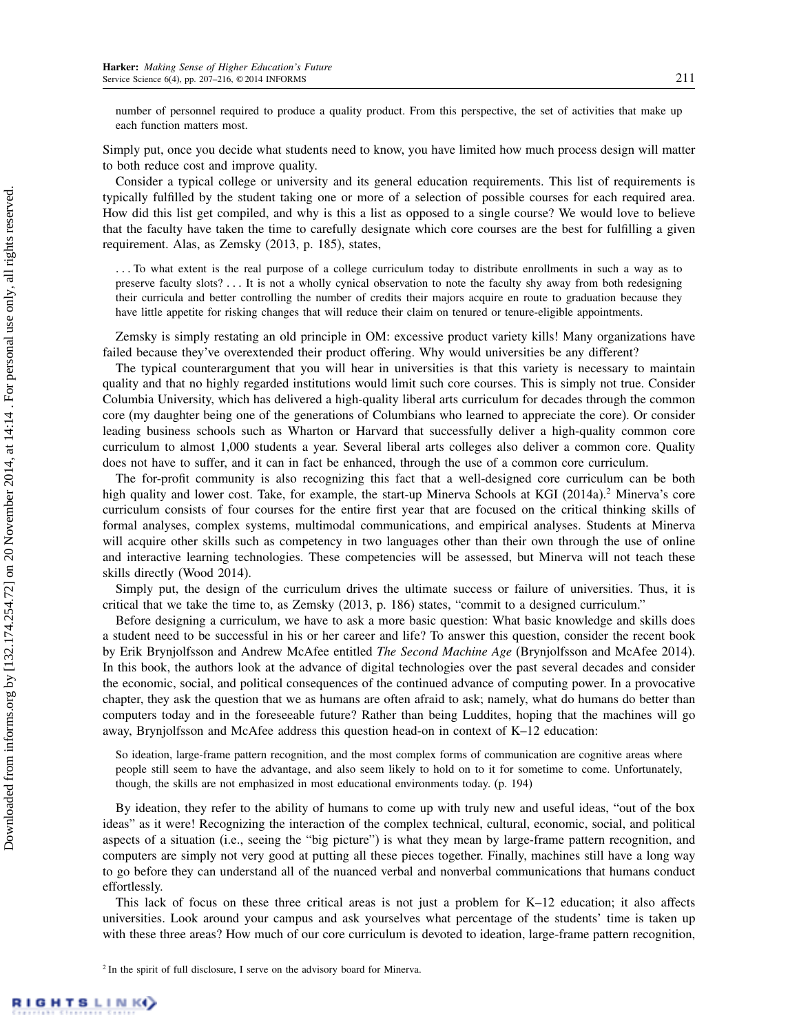number of personnel required to produce a quality product. From this perspective, the set of activities that make up each function matters most.

Simply put, once you decide what students need to know, you have limited how much process design will matter to both reduce cost and improve quality.

Consider a typical college or university and its general education requirements. This list of requirements is typically fulfilled by the student taking one or more of a selection of possible courses for each required area. How did this list get compiled, and why is this a list as opposed to a single course? We would love to believe that the faculty have taken the time to carefully designate which core courses are the best for fulfilling a given requirement. Alas, as Zemsky (2013, p. 185), states,

> ... To what extent is the real purpose of a college curriculum today to distribute enrollments in such a way as to preserve faculty slots? ... It is not a wholly cynical observation to note the faculty shy away from both redesigning their curricula and better controlling the number of credits their majors acquire en route to graduation because they have little appetite for risking changes that will reduce their claim on tenured or tenure-eligible appointments.

Zemsky is simply restating an old principle in OM: excessive product variety kills! Many organizations have failed because they've overextended their product offering. Why would universities be any different?

The typical counterargument that you will hear in universities is that this variety is necessary to maintain quality and that no highly regarded institutions would limit such core courses. This is simply not true. Consider Columbia University, which has delivered a high-quality liberal arts curriculum for decades through the common core (my daughter being one of the generations of Columbians who learned to appreciate the core). Or consider leading business schools such as Wharton or Harvard that successfully deliver a high-quality common core curriculum to almost 1,000 students a year. Several liberal arts colleges also deliver a common core. Quality does not have to suffer, and it can in fact be enhanced, through the use of a common core curriculum.

The for-profit community is also recognizing this fact that a well-designed core curriculum can be both high quality and lower cost. Take, for example, the start-up Minerva Schools at KGI (2014a).[2] Minerva's core curriculum consists of four courses for the entire first year that are focused on the critical thinking skills of formal analyses, complex systems, multimodal communications, and empirical analyses. Students at Minerva will acquire other skills such as competency in two languages other than their own through the use of online and interactive learning technologies. These competencies will be assessed, but Minerva will not teach these skills directly (Wood 2014).

Simply put, the design of the curriculum drives the ultimate success or failure of universities. Thus, it is critical that we take the time to, as Zemsky (2013, p. 186) states, "commit to a designed curriculum."

Before designing a curriculum, we have to ask a more basic question: What basic knowledge and skills does a student need to be successful in his or her career and life? To answer this question, consider the recent book by Erik Brynjolfsson and Andrew McAfee entitled *The Second Machine Age* (Brynjolfsson and McAfee 2014). In this book, the authors look at the advance of digital technologies over the past several decades and consider the economic, social, and political consequences of the continued advance of computing power. In a provocative chapter, they ask the question that we as humans are often afraid to ask; namely, what do humans do better than computers today and in the foreseeable future? Rather than being Luddites, hoping that the machines will go away, Brynjolfsson and McAfee address this question head-on in context of K–12 education:

> So ideation, large-frame pattern recognition, and the most complex forms of communication are cognitive areas where people still seem to have the advantage, and also seem likely to hold on to it for sometime to come. Unfortunately, though, the skills are not emphasized in most educational environments today. (p. 194)

By ideation, they refer to the ability of humans to come up with truly new and useful ideas, "out of the box ideas" as it were! Recognizing the interaction of the complex technical, cultural, economic, social, and political aspects of a situation (i.e., seeing the "big picture") is what they mean by large-frame pattern recognition, and computers are simply not very good at putting all these pieces together. Finally, machines still have a long way to go before they can understand all of the nuanced verbal and nonverbal communications that humans conduct effortlessly.

This lack of focus on these three critical areas is not just a problem for K–12 education; it also affects universities. Look around your campus and ask yourselves what percentage of the students' time is taken up with these three areas? How much of our core curriculum is devoted to ideation, large-frame pattern recognition,

[2] In the spirit of full disclosure, I serve on the advisory board for Minerva.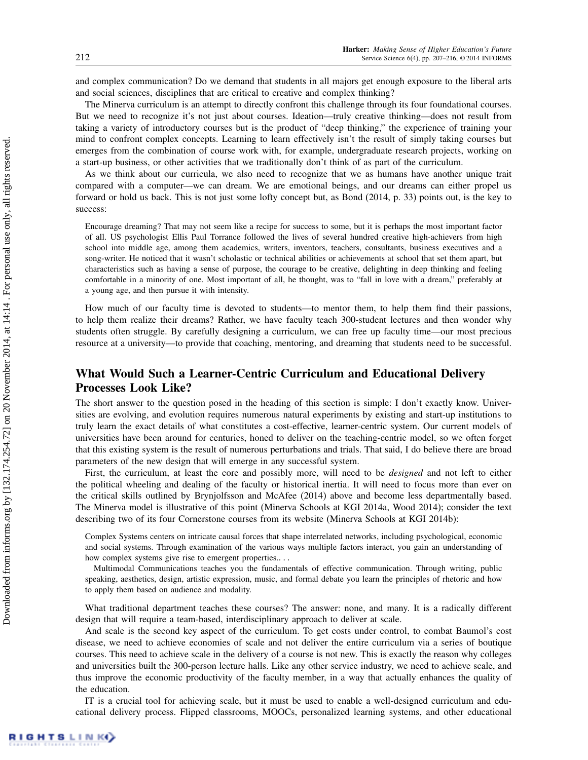and complex communication? Do we demand that students in all majors get enough exposure to the liberal arts and social sciences, disciplines that are critical to creative and complex thinking?

The Minerva curriculum is an attempt to directly confront this challenge through its four foundational courses. But we need to recognize it's not just about courses. Ideation—truly creative thinking—does not result from taking a variety of introductory courses but is the product of "deep thinking," the experience of training your mind to confront complex concepts. Learning to learn effectively isn't the result of simply taking courses but emerges from the combination of course work with, for example, undergraduate research projects, working on a start-up business, or other activities that we traditionally don't think of as part of the curriculum.

As we think about our curricula, we also need to recognize that we as humans have another unique trait compared with a computer—we can dream. We are emotional beings, and our dreams can either propel us forward or hold us back. This is not just some lofty concept but, as Bond (2014, p. 33) points out, is the key to success:

> Encourage dreaming? That may not seem like a recipe for success to some, but it is perhaps the most important factor of all. US psychologist Ellis Paul Torrance followed the lives of several hundred creative high-achievers from high school into middle age, among them academics, writers, inventors, teachers, consultants, business executives and a song-writer. He noticed that it wasn't scholastic or technical abilities or achievements at school that set them apart, but characteristics such as having a sense of purpose, the courage to be creative, delighting in deep thinking and feeling comfortable in a minority of one. Most important of all, he thought, was to "fall in love with a dream," preferably at a young age, and then pursue it with intensity.

How much of our faculty time is devoted to students—to mentor them, to help them find their passions, to help them realize their dreams? Rather, we have faculty teach 300-student lectures and then wonder why students often struggle. By carefully designing a curriculum, we can free up faculty time—our most precious resource at a university—to provide that coaching, mentoring, and dreaming that students need to be successful.

## What Would Such a Learner-Centric Curriculum and Educational Delivery Processes Look Like?

The short answer to the question posed in the heading of this section is simple: I don't exactly know. Universities are evolving, and evolution requires numerous natural experiments by existing and start-up institutions to truly learn the exact details of what constitutes a cost-effective, learner-centric system. Our current models of universities have been around for centuries, honed to deliver on the teaching-centric model, so we often forget that this existing system is the result of numerous perturbations and trials. That said, I do believe there are broad parameters of the new design that will emerge in any successful system.

First, the curriculum, at least the core and possibly more, will need to be *designed* and not left to either the political wheeling and dealing of the faculty or historical inertia. It will need to focus more than ever on the critical skills outlined by Brynjolfsson and McAfee (2014) above and become less departmentally based. The Minerva model is illustrative of this point (Minerva Schools at KGI 2014a, Wood 2014); consider the text describing two of its four Cornerstone courses from its website (Minerva Schools at KGI 2014b):

> Complex Systems centers on intricate causal forces that shape interrelated networks, including psychological, economic and social systems. Through examination of the various ways multiple factors interact, you gain an understanding of how complex systems give rise to emergent properties.. . .
>
> Multimodal Communications teaches you the fundamentals of effective communication. Through writing, public speaking, aesthetics, design, artistic expression, music, and formal debate you learn the principles of rhetoric and how to apply them based on audience and modality.

What traditional department teaches these courses? The answer: none, and many. It is a radically different design that will require a team-based, interdisciplinary approach to deliver at scale.

And scale is the second key aspect of the curriculum. To get costs under control, to combat Baumol's cost disease, we need to achieve economies of scale and not deliver the entire curriculum via a series of boutique courses. This need to achieve scale in the delivery of a course is not new. This is exactly the reason why colleges and universities built the 300-person lecture halls. Like any other service industry, we need to achieve scale, and thus improve the economic productivity of the faculty member, in a way that actually enhances the quality of the education.

IT is a crucial tool for achieving scale, but it must be used to enable a well-designed curriculum and educational delivery process. Flipped classrooms, MOOCs, personalized learning systems, and other educational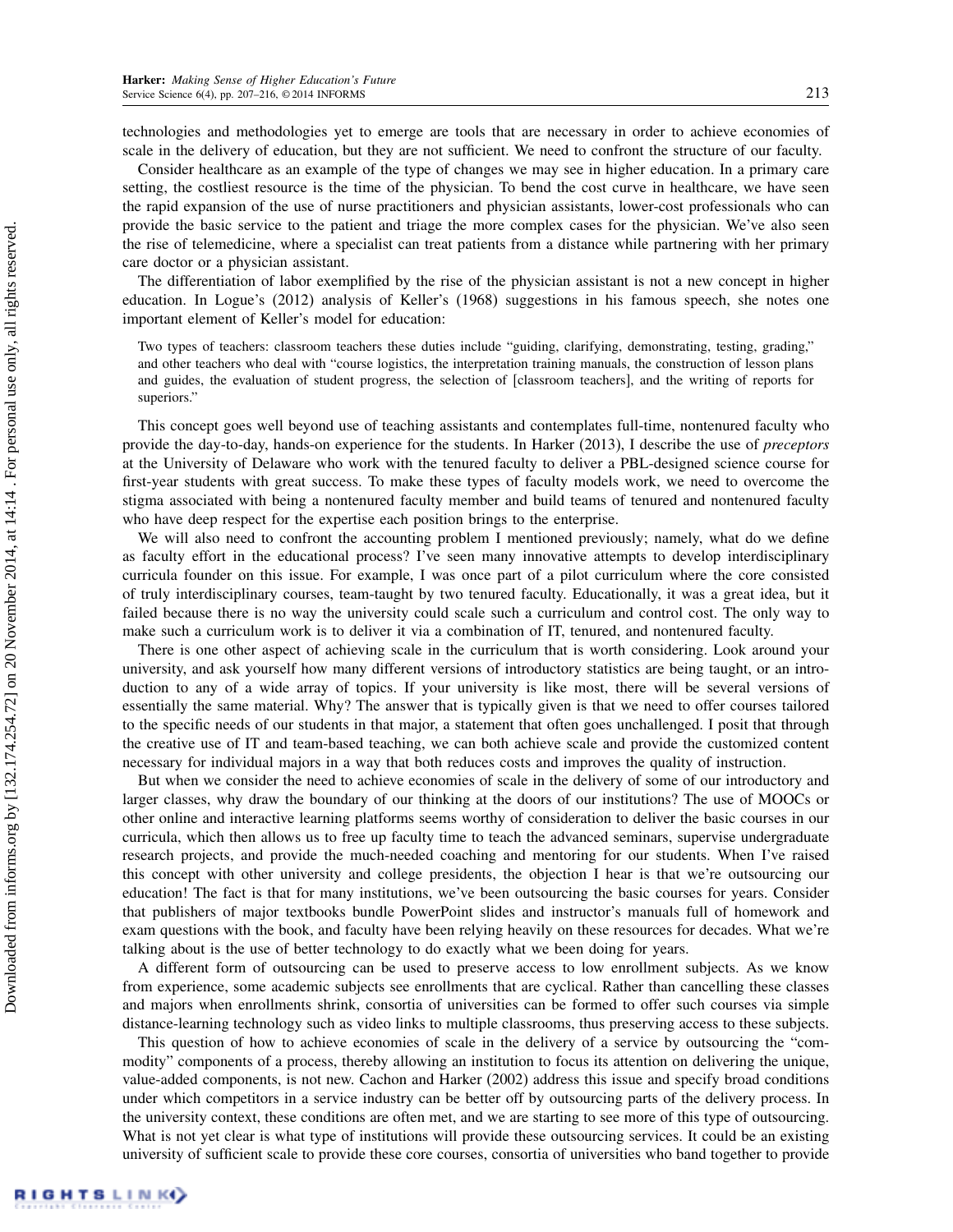technologies and methodologies yet to emerge are tools that are necessary in order to achieve economies of scale in the delivery of education, but they are not sufficient. We need to confront the structure of our faculty.

Consider healthcare as an example of the type of changes we may see in higher education. In a primary care setting, the costliest resource is the time of the physician. To bend the cost curve in healthcare, we have seen the rapid expansion of the use of nurse practitioners and physician assistants, lower-cost professionals who can provide the basic service to the patient and triage the more complex cases for the physician. We've also seen the rise of telemedicine, where a specialist can treat patients from a distance while partnering with her primary care doctor or a physician assistant.

The differentiation of labor exemplified by the rise of the physician assistant is not a new concept in higher education. In Logue's (2012) analysis of Keller's (1968) suggestions in his famous speech, she notes one important element of Keller's model for education:

> Two types of teachers: classroom teachers these duties include "guiding, clarifying, demonstrating, testing, grading," and other teachers who deal with "course logistics, the interpretation training manuals, the construction of lesson plans and guides, the evaluation of student progress, the selection of [classroom teachers], and the writing of reports for superiors."

This concept goes well beyond use of teaching assistants and contemplates full-time, nontenured faculty who provide the day-to-day, hands-on experience for the students. In Harker (2013), I describe the use of *preceptors* at the University of Delaware who work with the tenured faculty to deliver a PBL-designed science course for first-year students with great success. To make these types of faculty models work, we need to overcome the stigma associated with being a nontenured faculty member and build teams of tenured and nontenured faculty who have deep respect for the expertise each position brings to the enterprise.

We will also need to confront the accounting problem I mentioned previously; namely, what do we define as faculty effort in the educational process? I've seen many innovative attempts to develop interdisciplinary curricula founder on this issue. For example, I was once part of a pilot curriculum where the core consisted of truly interdisciplinary courses, team-taught by two tenured faculty. Educationally, it was a great idea, but it failed because there is no way the university could scale such a curriculum and control cost. The only way to make such a curriculum work is to deliver it via a combination of IT, tenured, and nontenured faculty.

There is one other aspect of achieving scale in the curriculum that is worth considering. Look around your university, and ask yourself how many different versions of introductory statistics are being taught, or an introduction to any of a wide array of topics. If your university is like most, there will be several versions of essentially the same material. Why? The answer that is typically given is that we need to offer courses tailored to the specific needs of our students in that major, a statement that often goes unchallenged. I posit that through the creative use of IT and team-based teaching, we can both achieve scale and provide the customized content necessary for individual majors in a way that both reduces costs and improves the quality of instruction.

But when we consider the need to achieve economies of scale in the delivery of some of our introductory and larger classes, why draw the boundary of our thinking at the doors of our institutions? The use of MOOCs or other online and interactive learning platforms seems worthy of consideration to deliver the basic courses in our curricula, which then allows us to free up faculty time to teach the advanced seminars, supervise undergraduate research projects, and provide the much-needed coaching and mentoring for our students. When I've raised this concept with other university and college presidents, the objection I hear is that we're outsourcing our education! The fact is that for many institutions, we've been outsourcing the basic courses for years. Consider that publishers of major textbooks bundle PowerPoint slides and instructor's manuals full of homework and exam questions with the book, and faculty have been relying heavily on these resources for decades. What we're talking about is the use of better technology to do exactly what we been doing for years.

A different form of outsourcing can be used to preserve access to low enrollment subjects. As we know from experience, some academic subjects see enrollments that are cyclical. Rather than cancelling these classes and majors when enrollments shrink, consortia of universities can be formed to offer such courses via simple distance-learning technology such as video links to multiple classrooms, thus preserving access to these subjects.

This question of how to achieve economies of scale in the delivery of a service by outsourcing the "commodity" components of a process, thereby allowing an institution to focus its attention on delivering the unique, value-added components, is not new. Cachon and Harker (2002) address this issue and specify broad conditions under which competitors in a service industry can be better off by outsourcing parts of the delivery process. In the university context, these conditions are often met, and we are starting to see more of this type of outsourcing. What is not yet clear is what type of institutions will provide these outsourcing services. It could be an existing university of sufficient scale to provide these core courses, consortia of universities who band together to provide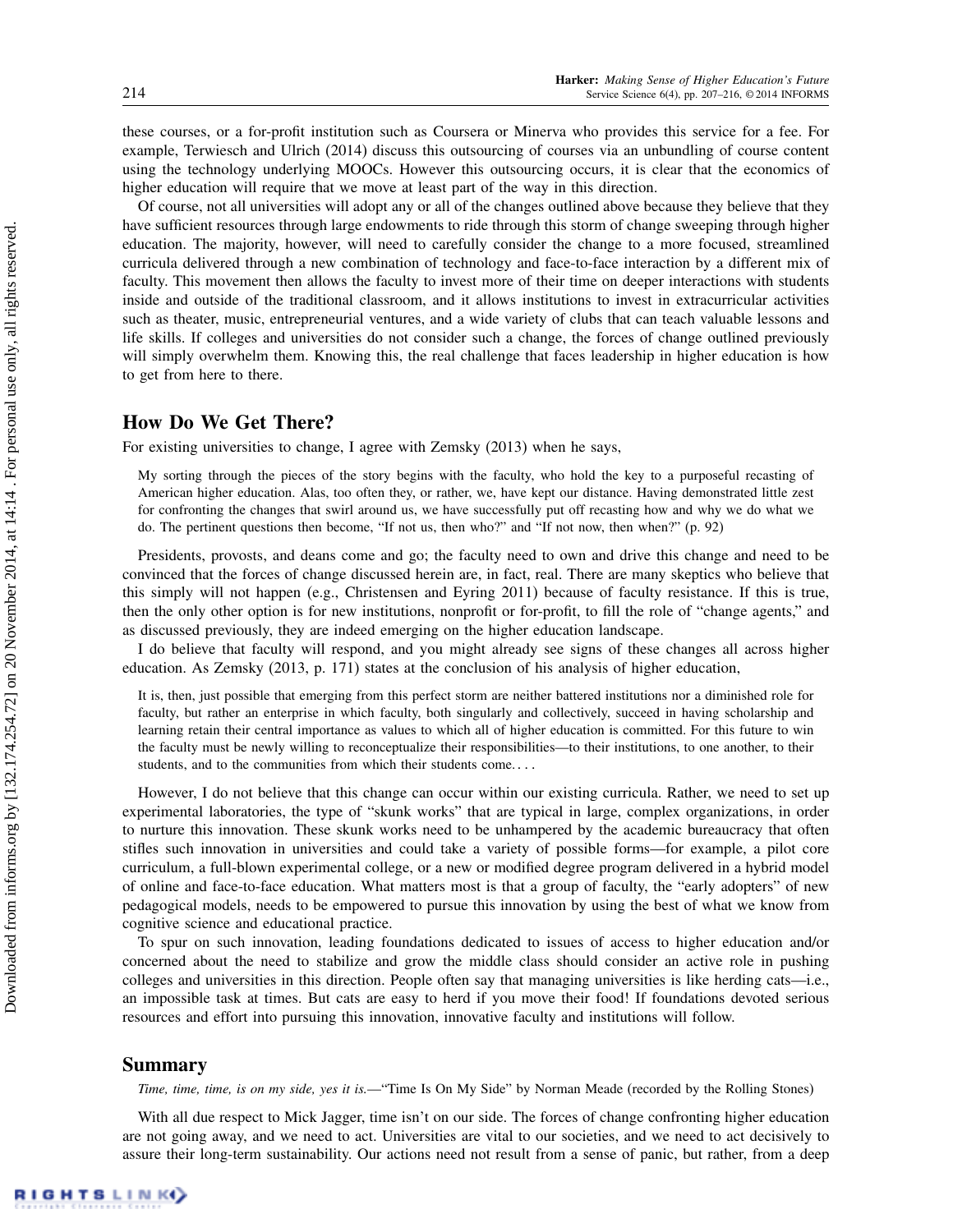these courses, or a for-profit institution such as Coursera or Minerva who provides this service for a fee. For example, Terwiesch and Ulrich (2014) discuss this outsourcing of courses via an unbundling of course content using the technology underlying MOOCs. However this outsourcing occurs, it is clear that the economics of higher education will require that we move at least part of the way in this direction.

Of course, not all universities will adopt any or all of the changes outlined above because they believe that they have sufficient resources through large endowments to ride through this storm of change sweeping through higher education. The majority, however, will need to carefully consider the change to a more focused, streamlined curricula delivered through a new combination of technology and face-to-face interaction by a different mix of faculty. This movement then allows the faculty to invest more of their time on deeper interactions with students inside and outside of the traditional classroom, and it allows institutions to invest in extracurricular activities such as theater, music, entrepreneurial ventures, and a wide variety of clubs that can teach valuable lessons and life skills. If colleges and universities do not consider such a change, the forces of change outlined previously will simply overwhelm them. Knowing this, the real challenge that faces leadership in higher education is how to get from here to there.

## How Do We Get There?

For existing universities to change, I agree with Zemsky (2013) when he says,

> My sorting through the pieces of the story begins with the faculty, who hold the key to a purposeful recasting of American higher education. Alas, too often they, or rather, we, have kept our distance. Having demonstrated little zest for confronting the changes that swirl around us, we have successfully put off recasting how and why we do what we do. The pertinent questions then become, "If not us, then who?" and "If not now, then when?" (p. 92)

Presidents, provosts, and deans come and go; the faculty need to own and drive this change and need to be convinced that the forces of change discussed herein are, in fact, real. There are many skeptics who believe that this simply will not happen (e.g., Christensen and Eyring 2011) because of faculty resistance. If this is true, then the only other option is for new institutions, nonprofit or for-profit, to fill the role of "change agents," and as discussed previously, they are indeed emerging on the higher education landscape.

I do believe that faculty will respond, and you might already see signs of these changes all across higher education. As Zemsky (2013, p. 171) states at the conclusion of his analysis of higher education,

> It is, then, just possible that emerging from this perfect storm are neither battered institutions nor a diminished role for faculty, but rather an enterprise in which faculty, both singularly and collectively, succeed in having scholarship and learning retain their central importance as values to which all of higher education is committed. For this future to win the faculty must be newly willing to reconceptualize their responsibilities—to their institutions, to one another, to their students, and to the communities from which their students come....

However, I do not believe that this change can occur within our existing curricula. Rather, we need to set up experimental laboratories, the type of "skunk works" that are typical in large, complex organizations, in order to nurture this innovation. These skunk works need to be unhampered by the academic bureaucracy that often stifles such innovation in universities and could take a variety of possible forms—for example, a pilot core curriculum, a full-blown experimental college, or a new or modified degree program delivered in a hybrid model of online and face-to-face education. What matters most is that a group of faculty, the "early adopters" of new pedagogical models, needs to be empowered to pursue this innovation by using the best of what we know from cognitive science and educational practice.

To spur on such innovation, leading foundations dedicated to issues of access to higher education and/or concerned about the need to stabilize and grow the middle class should consider an active role in pushing colleges and universities in this direction. People often say that managing universities is like herding cats—i.e., an impossible task at times. But cats are easy to herd if you move their food! If foundations devoted serious resources and effort into pursuing this innovation, innovative faculty and institutions will follow.

## Summary

*Time, time, time, is on my side, yes it is.*—"Time Is On My Side" by Norman Meade (recorded by the Rolling Stones)

With all due respect to Mick Jagger, time isn't on our side. The forces of change confronting higher education are not going away, and we need to act. Universities are vital to our societies, and we need to act decisively to assure their long-term sustainability. Our actions need not result from a sense of panic, but rather, from a deep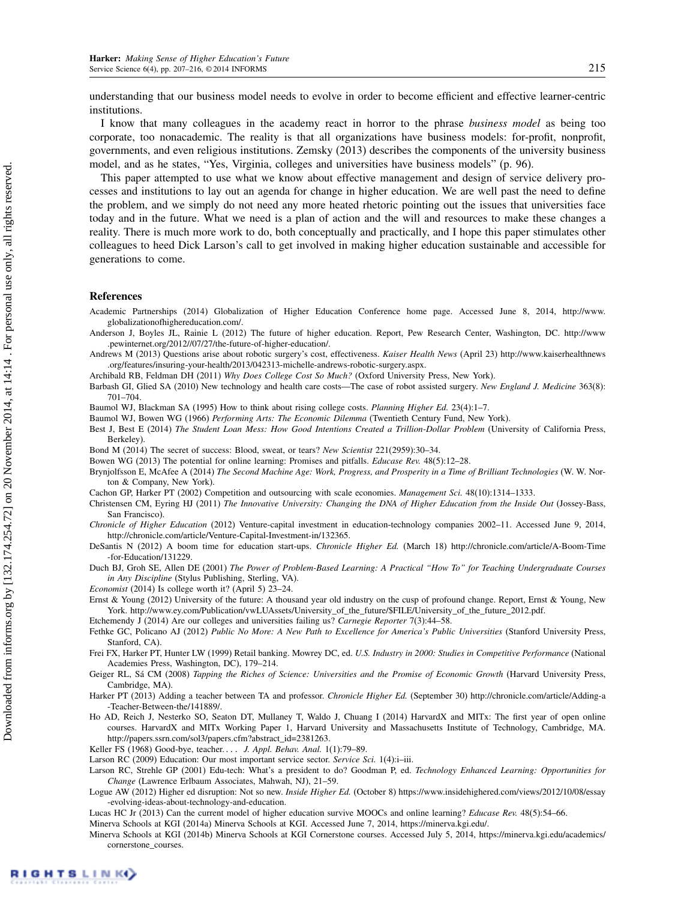understanding that our business model needs to evolve in order to become efficient and effective learner-centric institutions.

I know that many colleagues in the academy react in horror to the phrase *business model* as being too corporate, too nonacademic. The reality is that all organizations have business models: for-profit, nonprofit, governments, and even religious institutions. Zemsky (2013) describes the components of the university business model, and as he states, "Yes, Virginia, colleges and universities have business models" (p. 96).

This paper attempted to use what we know about effective management and design of service delivery processes and institutions to lay out an agenda for change in higher education. We are well past the need to define the problem, and we simply do not need any more heated rhetoric pointing out the issues that universities face today and in the future. What we need is a plan of action and the will and resources to make these changes a reality. There is much more work to do, both conceptually and practically, and I hope this paper stimulates other colleagues to heed Dick Larson's call to get involved in making higher education sustainable and accessible for generations to come.

## References

Academic Partnerships (2014) Globalization of Higher Education Conference home page. Accessed June 8, 2014, http://www.globalizationofhighereducation.com/.

Anderson J, Boyles JL, Rainie L (2012) The future of higher education. Report, Pew Research Center, Washington, DC. http://www.pewinternet.org/2012//07/27/the-future-of-higher-education/.

Andrews M (2013) Questions arise about robotic surgery's cost, effectiveness. *Kaiser Health News* (April 23) http://www.kaiserhealthnews.org/features/insuring-your-health/2013/042313-michelle-andrews-robotic-surgery.aspx.

Archibald RB, Feldman DH (2011) *Why Does College Cost So Much?* (Oxford University Press, New York).

Barbash GI, Glied SA (2010) New technology and health care costs—The case of robot assisted surgery. *New England J. Medicine* 363(8): 701–704.

Baumol WJ, Blackman SA (1995) How to think about rising college costs. *Planning Higher Ed.* 23(4):1–7.

Baumol WJ, Bowen WG (1966) *Performing Arts: The Economic Dilemma* (Twentieth Century Fund, New York).

Best J, Best E (2014) *The Student Loan Mess: How Good Intentions Created a Trillion-Dollar Problem* (University of California Press, Berkeley).

Bond M (2014) The secret of success: Blood, sweat, or tears? *New Scientist* 221(2959):30–34.

Bowen WG (2013) The potential for online learning: Promises and pitfalls. *Educase Rev.* 48(5):12–28.

Brynjolfsson E, McAfee A (2014) *The Second Machine Age: Work, Progress, and Prosperity in a Time of Brilliant Technologies* (W. W. Norton & Company, New York).

Cachon GP, Harker PT (2002) Competition and outsourcing with scale economies. *Management Sci.* 48(10):1314–1333.

Christensen CM, Eyring HJ (2011) *The Innovative University: Changing the DNA of Higher Education from the Inside Out* (Jossey-Bass, San Francisco).

*Chronicle of Higher Education* (2012) Venture-capital investment in education-technology companies 2002–11. Accessed June 9, 2014, http://chronicle.com/article/Venture-Capital-Investment-in/132365.

DeSantis N (2012) A boom time for education start-ups. *Chronicle Higher Ed.* (March 18) http://chronicle.com/article/A-Boom-Time-for-Education/131229.

Duch BJ, Groh SE, Allen DE (2001) *The Power of Problem-Based Learning: A Practical "How To" for Teaching Undergraduate Courses in Any Discipline* (Stylus Publishing, Sterling, VA).

*Economist* (2014) Is college worth it? (April 5) 23–24.

Ernst & Young (2012) University of the future: A thousand year old industry on the cusp of profound change. Report, Ernst & Young, New York. http://www.ey.com/Publication/vwLUAssets/University_of_the_future/$FILE/University_of_the_future_2012.pdf.

Etchemendy J (2014) Are our colleges and universities failing us? *Carnegie Reporter* 7(3):44–58.

Fethke GC, Policano AJ (2012) *Public No More: A New Path to Excellence for America's Public Universities* (Stanford University Press, Stanford, CA).

Frei FX, Harker PT, Hunter LW (1999) Retail banking. Mowrey DC, ed. *U.S. Industry in 2000: Studies in Competitive Performance* (National Academies Press, Washington, DC), 179–214.

Geiger RL, Sá CM (2008) *Tapping the Riches of Science: Universities and the Promise of Economic Growth* (Harvard University Press, Cambridge, MA).

Harker PT (2013) Adding a teacher between TA and professor. *Chronicle Higher Ed.* (September 30) http://chronicle.com/article/Adding-a-Teacher-Between-the/141889/.

Ho AD, Reich J, Nesterko SO, Seaton DT, Mullaney T, Waldo J, Chuang I (2014) HarvardX and MITx: The first year of open online courses. HarvardX and MITx Working Paper 1, Harvard University and Massachusetts Institute of Technology, Cambridge, MA. http://papers.ssrn.com/sol3/papers.cfm?abstract_id=2381263.

Keller FS (1968) Good-bye, teacher.... *J. Appl. Behav. Anal.* 1(1):79–89.

Larson RC (2009) Education: Our most important service sector. *Service Sci.* 1(4):i–iii.

Larson RC, Strehle GP (2001) Edu-tech: What's a president to do? Goodman P, ed. *Technology Enhanced Learning: Opportunities for Change* (Lawrence Erlbaum Associates, Mahwah, NJ), 21–59.

Logue AW (2012) Higher ed disruption: Not so new. *Inside Higher Ed.* (October 8) https://www.insidehighered.com/views/2012/10/08/essay-evolving-ideas-about-technology-and-education.

Lucas HC Jr (2013) Can the current model of higher education survive MOOCs and online learning? *Educase Rev.* 48(5):54–66.

Minerva Schools at KGI (2014a) Minerva Schools at KGI. Accessed June 7, 2014, https://minerva.kgi.edu/.

Minerva Schools at KGI (2014b) Minerva Schools at KGI Cornerstone courses. Accessed July 5, 2014, https://minerva.kgi.edu/academics/cornerstone_courses.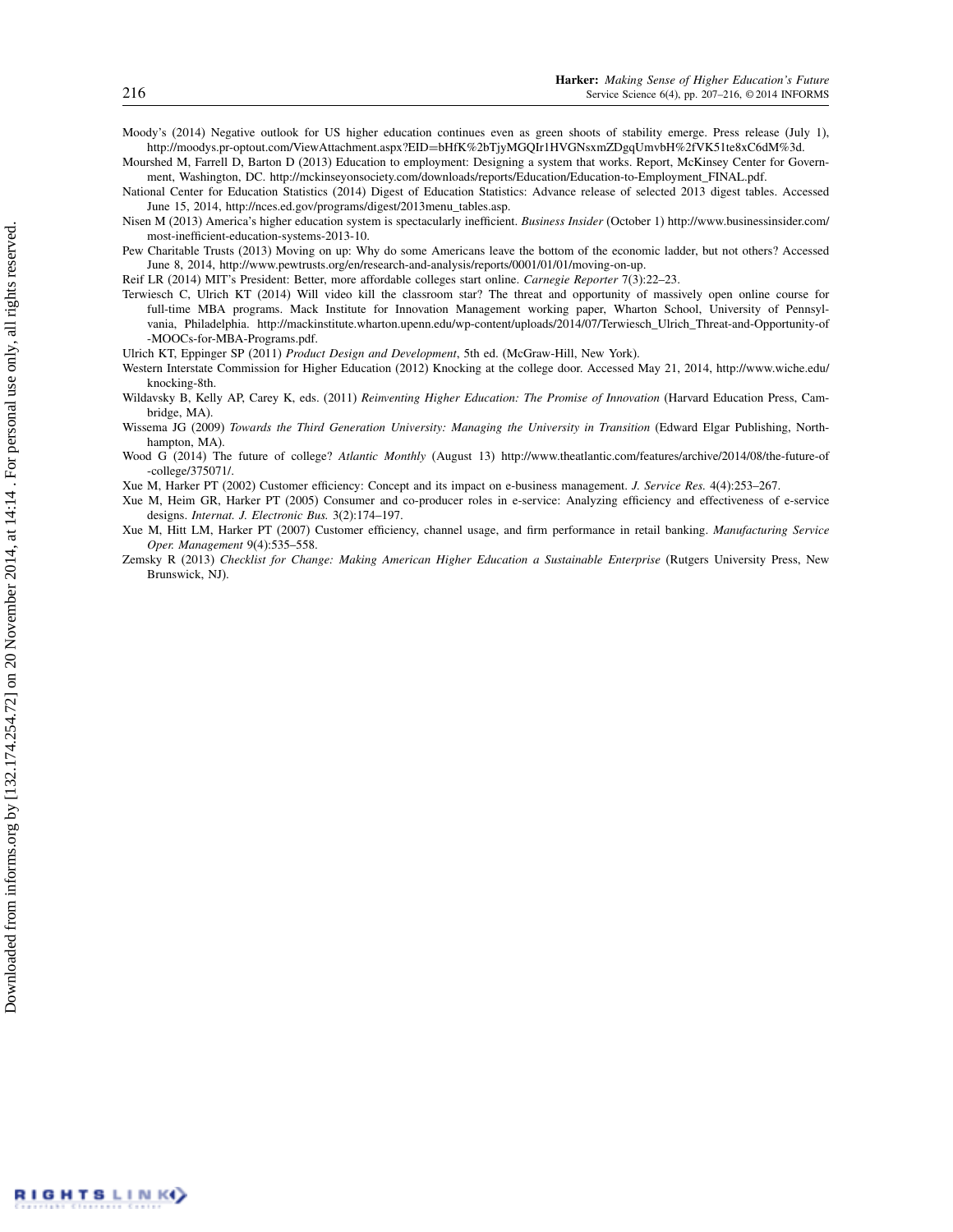Moody's (2014) Negative outlook for US higher education continues even as green shoots of stability emerge. Press release (July 1), http://moodys.pr-optout.com/ViewAttachment.aspx?EID=bHfK%2bTjyMGQIr1HVGNsxmZDgqUmvbH%2fVK51te8xC6dM%3d.

Mourshed M, Farrell D, Barton D (2013) Education to employment: Designing a system that works. Report, McKinsey Center for Government, Washington, DC. http://mckinseyonsociety.com/downloads/reports/Education/Education-to-Employment_FINAL.pdf.

National Center for Education Statistics (2014) Digest of Education Statistics: Advance release of selected 2013 digest tables. Accessed June 15, 2014, http://nces.ed.gov/programs/digest/2013menu_tables.asp.

Nisen M (2013) America's higher education system is spectacularly inefficient. *Business Insider* (October 1) http://www.businessinsider.com/most-inefficient-education-systems-2013-10.

Pew Charitable Trusts (2013) Moving on up: Why do some Americans leave the bottom of the economic ladder, but not others? Accessed June 8, 2014, http://www.pewtrusts.org/en/research-and-analysis/reports/0001/01/01/moving-on-up.

Reif LR (2014) MIT's President: Better, more affordable colleges start online. *Carnegie Reporter* 7(3):22–23.

Terwiesch C, Ulrich KT (2014) Will video kill the classroom star? The threat and opportunity of massively open online course for full-time MBA programs. Mack Institute for Innovation Management working paper, Wharton School, University of Pennsylvania, Philadelphia. http://mackinstitute.wharton.upenn.edu/wp-content/uploads/2014/07/Terwiesch_Ulrich_Threat-and-Opportunity-of-MOOCs-for-MBA-Programs.pdf.

Ulrich KT, Eppinger SP (2011) *Product Design and Development*, 5th ed. (McGraw-Hill, New York).

Western Interstate Commission for Higher Education (2012) Knocking at the college door. Accessed May 21, 2014, http://www.wiche.edu/knocking-8th.

Wildavsky B, Kelly AP, Carey K, eds. (2011) *Reinventing Higher Education: The Promise of Innovation* (Harvard Education Press, Cambridge, MA).

Wissema JG (2009) *Towards the Third Generation University: Managing the University in Transition* (Edward Elgar Publishing, Northhampton, MA).

Wood G (2014) The future of college? *Atlantic Monthly* (August 13) http://www.theatlantic.com/features/archive/2014/08/the-future-of-college/375071/.

Xue M, Harker PT (2002) Customer efficiency: Concept and its impact on e-business management. *J. Service Res.* 4(4):253–267.

Xue M, Heim GR, Harker PT (2005) Consumer and co-producer roles in e-service: Analyzing efficiency and effectiveness of e-service designs. *Internat. J. Electronic Bus.* 3(2):174–197.

Xue M, Hitt LM, Harker PT (2007) Customer efficiency, channel usage, and firm performance in retail banking. *Manufacturing Service Oper. Management* 9(4):535–558.

Zemsky R (2013) *Checklist for Change: Making American Higher Education a Sustainable Enterprise* (Rutgers University Press, New Brunswick, NJ).